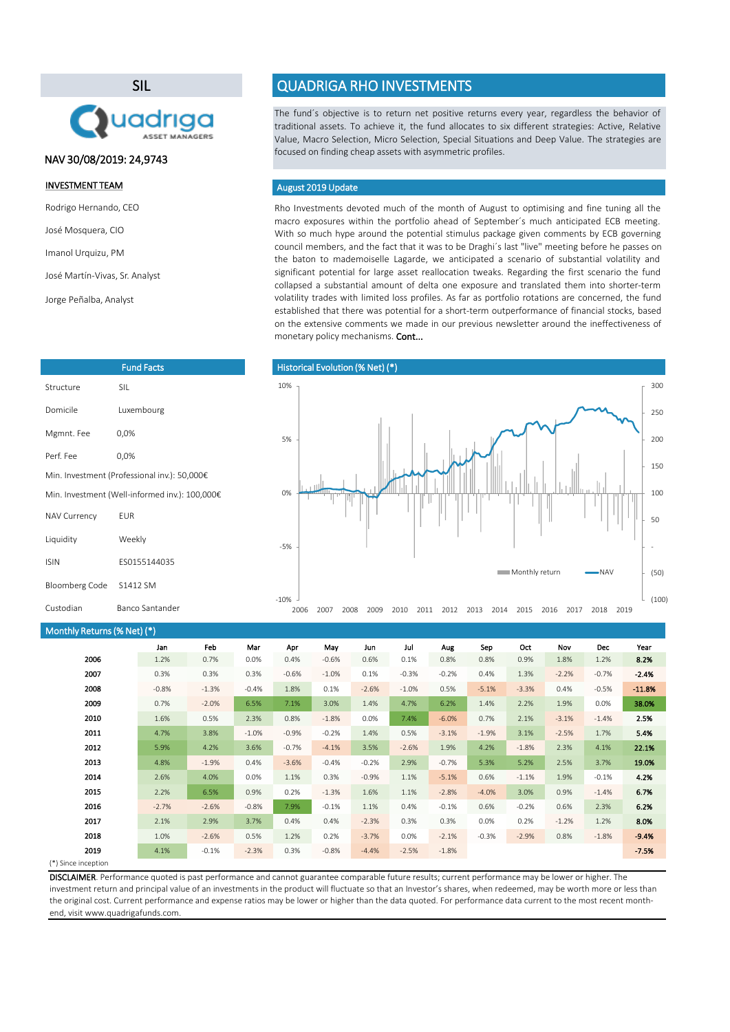# SIL

Quadriga ASSET MANAGERS

NAV 30/08/2019: 24,9743

**INVESTMENT TEAM**

Rodrigo Hernando, CEO

José Mosquera, CIO

Imanol Urquizu, PM

José Martín-Vivas, Sr. Analyst

Jorge Peñalba, Analyst

# QUADRIGA RHO INVESTMENTS

The fund´s objective is to return net positive returns every year, regardless the behavior of traditional assets. To achieve it, the fund allocates to six different strategies: Active, Relative Value, Macro Selection, Micro Selection, Special Situations and Deep Value. The strategies are focused on finding cheap assets with asymmetric profiles.

## August 2019 Update

Rho Investments devoted much of the month of August to optimising and fine tuning all the macro exposures within the portfolio ahead of September´s much anticipated ECB meeting. With so much hype around the potential stimulus package given comments by ECB governing council members, and the fact that it was to be Draghi´s last "live" meeting before he passes on the baton to mademoiselle Lagarde, we anticipated a scenario of substantial volatility and significant potential for large asset reallocation tweaks. Regarding the first scenario the fund collapsed a substantial amount of delta one exposure and translated them into shorter-term volatility trades with limited loss profiles. As far as portfolio rotations are concerned, the fund established that there was potential for a short-term outperformance of financial stocks, based on the extensive comments we made in our previous newsletter around the ineffectiveness of monetary policy mechanisms. **Cont...**

## Fund Facts

| | |
|---|---|
| Structure | SIL |
| Domicile | Luxembourg |
| Mgmnt. Fee | 0,0% |
| Perf. Fee | 0,0% |
| Min. Investment (Professional inv.): 50,000€ | |
| Min. Investment (Well-informed inv.): 100,000€ | |
| NAV Currency | EUR |
| Liquidity | Weekly |
| ISIN | ES0155144035 |
| Bloomberg Code | S1412 SM |
| Custodian | Banco Santander |

## Historical Evolution (% Net) (*)

## Monthly Returns (% Net) (*)

| | Jan | Feb | Mar | Apr | May | Jun | Jul | Aug | Sep | Oct | Nov | Dec | Year |
|---|---|---|---|---|---|---|---|---|---|---|---|---|---|
| 2006 | 1.2% | 0.7% | 0.0% | 0.4% | -0.6% | 0.6% | 0.1% | 0.8% | 0.8% | 0.9% | 1.8% | 1.2% | **8.2%** |
| 2007 | 0.3% | 0.3% | 0.3% | -0.6% | -1.0% | 0.1% | -0.3% | -0.2% | 0.4% | 1.3% | -2.2% | -0.7% | **-2.4%** |
| 2008 | -0.8% | -1.3% | -0.4% | 1.8% | 0.1% | -2.6% | -1.0% | 0.5% | -5.1% | -3.3% | 0.4% | -0.5% | **-11.8%** |
| 2009 | 0.7% | -2.0% | 6.5% | 7.1% | 3.0% | 1.4% | 4.7% | 6.2% | 1.4% | 2.2% | 1.9% | 0.0% | **38.0%** |
| 2010 | 1.6% | 0.5% | 2.3% | 0.8% | -1.8% | 0.0% | 7.4% | -6.0% | 0.7% | 2.1% | -3.1% | -1.4% | **2.5%** |
| 2011 | 4.7% | 3.8% | -1.0% | -0.9% | -0.2% | 1.4% | 0.5% | -3.1% | -1.9% | 3.1% | -2.5% | 1.7% | **5.4%** |
| 2012 | 5.9% | 4.2% | 3.6% | -0.7% | -4.1% | 3.5% | -2.6% | 1.9% | 4.2% | -1.8% | 2.3% | 4.1% | **22.1%** |
| 2013 | 4.8% | -1.9% | 0.4% | -3.6% | -0.4% | -0.2% | 2.9% | -0.7% | 5.3% | 5.2% | 2.5% | 3.7% | **19.0%** |
| 2014 | 2.6% | 4.0% | 0.0% | 1.1% | 0.3% | -0.9% | 1.1% | -5.1% | 0.6% | -1.1% | 1.9% | -0.1% | **4.2%** |
| 2015 | 2.2% | 6.5% | 0.9% | 0.2% | -1.3% | 1.6% | 1.1% | -2.8% | -4.0% | 3.0% | 0.9% | -1.4% | **6.7%** |
| 2016 | -2.7% | -2.6% | -0.8% | 7.9% | -0.1% | 1.1% | 0.4% | -0.1% | 0.6% | -0.2% | 0.6% | 2.3% | **6.2%** |
| 2017 | 2.1% | 2.9% | 3.7% | 0.4% | 0.4% | -2.3% | 0.3% | 0.3% | 0.0% | 0.2% | -1.2% | 1.2% | **8.0%** |
| 2018 | 1.0% | -2.6% | 0.5% | 1.2% | 0.2% | -3.7% | 0.0% | -2.1% | -0.3% | -2.9% | 0.8% | -1.8% | **-9.4%** |
| 2019 | 4.1% | -0.1% | -2.3% | 0.3% | -0.8% | -4.4% | -2.5% | -1.8% | | | | | **-7.5%** |

(*) Since inception

**DISCLAIMER**. Performance quoted is past performance and cannot guarantee comparable future results; current performance may be lower or higher. The investment return and principal value of an investments in the product will fluctuate so that an Investor's shares, when redeemed, may be worth more or less than the original cost. Current performance and expense ratios may be lower or higher than the data quoted. For performance data current to the most recent month-end, visit www.quadrigafunds.com.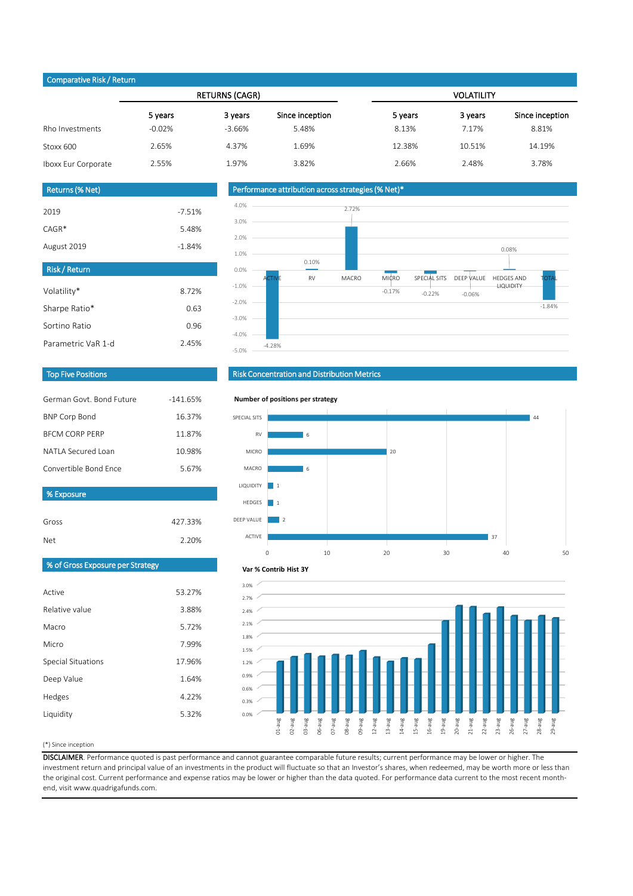## Comparative Risk / Return

| | RETURNS (CAGR) | | | VOLATILITY | | |
|---|---|---|---|---|---|---|
| | 5 years | 3 years | Since inception | 5 years | 3 years | Since inception |
| Rho Investments | -0.02% | -3.66% | 5.48% | 8.13% | 7.17% | 8.81% |
| Stoxx 600 | 2.65% | 4.37% | 1.69% | 12.38% | 10.51% | 14.19% |
| Iboxx Eur Corporate | 2.55% | 1.97% | 3.82% | 2.66% | 2.48% | 3.78% |

## Returns (% Net)

| | |
|---|---|
| 2019 | -7.51% |
| CAGR* | 5.48% |
| August 2019 | -1.84% |

## Risk / Return

| | |
|---|---|
| Volatility* | 8.72% |
| Sharpe Ratio* | 0.63 |
| Sortino Ratio | 0.96 |
| Parametric VaR 1-d | 2.45% |

## Performance attribution across strategies (% Net)*

| ACTIVE | RV | MACRO | MICRO | SPECIAL SITS | DEEP VALUE | HEDGES AND LIQUIDITY | TOTAL |
|---|---|---|---|---|---|---|---|
| -4.28% | 0.10% | 2.72% | -0.17% | -0.22% | -0.06% | 0.08% | -1.84% |

## Top Five Positions

| | |
|---|---|
| German Govt. Bond Future | -141.65% |
| BNP Corp Bond | 16.37% |
| BFCM CORP PERP | 11.87% |
| NATLA Secured Loan | 10.98% |
| Convertible Bond Ence | 5.67% |

## % Exposure

| | |
|---|---|
| Gross | 427.33% |
| Net | 2.20% |

## % of Gross Exposure per Strategy

| | |
|---|---|
| Active | 53.27% |
| Relative value | 3.88% |
| Macro | 5.72% |
| Micro | 7.99% |
| Special Situations | 17.96% |
| Deep Value | 1.64% |
| Hedges | 4.22% |
| Liquidity | 5.32% |

## Risk Concentration and Distribution Metrics

**Number of positions per strategy**

| Strategy | Positions |
|---|---|
| SPECIAL SITS | 44 |
| RV | 6 |
| MICRO | 20 |
| MACRO | 6 |
| LIQUIDITY | 1 |
| HEDGES | 1 |
| DEEP VALUE | 2 |
| ACTIVE | 37 |

**Var % Contrib Hist 3Y**

(*) Since inception

**DISCLAIMER**. Performance quoted is past performance and cannot guarantee comparable future results; current performance may be lower or higher. The investment return and principal value of an investments in the product will fluctuate so that an Investor's shares, when redeemed, may be worth more or less than the original cost. Current performance and expense ratios may be lower or higher than the data quoted. For performance data current to the most recent month-end, visit www.quadrigafunds.com.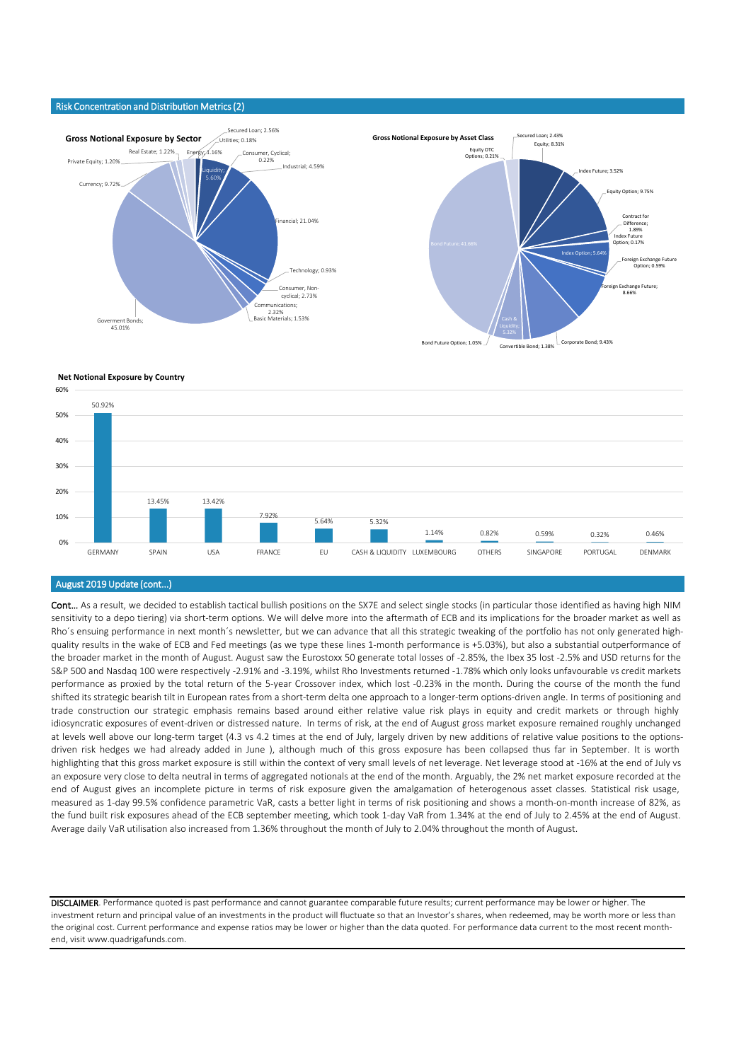## Risk Concentration and Distribution Metrics (2)

**Gross Notional Exposure by Sector**

Secured Loan; 2.56%
Utilities; 0.18%
Real Estate; 1.22%
Energy; 1.16%
Consumer, Cyclical; 0.22%
Private Equity; 1.20%
Liquidity; 5.60%
Industrial; 4.59%
Currency; 9.72%
Financial; 21.04%
Technology; 0.93%
Consumer, Non-cyclical; 2.73%
Communications; 2.32%
Basic Materials; 1.53%
Goverment Bonds; 45.01%

**Gross Notional Exposure by Asset Class**

Secured Loan; 2.43%
Equity; 8.31%
Equity OTC Options; 0.21%
Index Future; 3.52%
Equity Option; 9.75%
Contract for Difference; 1.89%
Index Future Option; 0.17%
Index Option; 5.64%
Foreign Exchange Future Option; 0.59%
Foreign Exchange Future; 8.66%
Bond Future; 41.66%
Cash & Liquidity; 5.32%
Bond Future Option; 1.05%
Convertible Bond; 1.38%
Corporate Bond; 9.43%

**Net Notional Exposure by Country**

60%
50%
40%
30%
20%
10%
0%

50.92%
13.45%
13.42%
7.92%
5.64%
5.32%
1.14%
0.82%
0.59%
0.32%
0.46%

GERMANY
SPAIN
USA
FRANCE
EU
CASH & LIQUIDITY
LUXEMBOURG
OTHERS
SINGAPORE
PORTUGAL
DENMARK

## August 2019 Update (cont...)

**Cont…** As a result, we decided to establish tactical bullish positions on the SX7E and select single stocks (in particular those identified as having high NIM sensitivity to a depo tiering) via short-term options. We will delve more into the aftermath of ECB and its implications for the broader market as well as Rho´s ensuing performance in next month´s newsletter, but we can advance that all this strategic tweaking of the portfolio has not only generated high-quality results in the wake of ECB and Fed meetings (as we type these lines 1-month performance is +5.03%), but also a substantial outperformance of the broader market in the month of August. August saw the Eurostoxx 50 generate total losses of -2.85%, the Ibex 35 lost -2.5% and USD returns for the S&P 500 and Nasdaq 100 were respectively -2.91% and -3.19%, whilst Rho Investments returned -1.78% which only looks unfavourable vs credit markets performance as proxied by the total return of the 5-year Crossover index, which lost -0.23% in the month. During the course of the month the fund shifted its strategic bearish tilt in European rates from a short-term delta one approach to a longer-term options-driven angle. In terms of positioning and trade construction our strategic emphasis remains based around either relative value risk plays in equity and credit markets or through highly idiosyncratic exposures of event-driven or distressed nature. In terms of risk, at the end of August gross market exposure remained roughly unchanged at levels well above our long-term target (4.3 vs 4.2 times at the end of July, largely driven by new additions of relative value positions to the options-driven risk hedges we had already added in June ), although much of this gross exposure has been collapsed thus far in September. It is worth highlighting that this gross market exposure is still within the context of very small levels of net leverage. Net leverage stood at -16% at the end of July vs an exposure very close to delta neutral in terms of aggregated notionals at the end of the month. Arguably, the 2% net market exposure recorded at the end of August gives an incomplete picture in terms of risk exposure given the amalgamation of heterogenous asset classes. Statistical risk usage, measured as 1-day 99.5% confidence parametric VaR, casts a better light in terms of risk positioning and shows a month-on-month increase of 82%, as the fund built risk exposures ahead of the ECB september meeting, which took 1-day VaR from 1.34% at the end of July to 2.45% at the end of August. Average daily VaR utilisation also increased from 1.36% throughout the month of July to 2.04% throughout the month of August.

**DISCLAIMER**. Performance quoted is past performance and cannot guarantee comparable future results; current performance may be lower or higher. The investment return and principal value of an investments in the product will fluctuate so that an Investor's shares, when redeemed, may be worth more or less than the original cost. Current performance and expense ratios may be lower or higher than the data quoted. For performance data current to the most recent month-end, visit www.quadrigafunds.com.